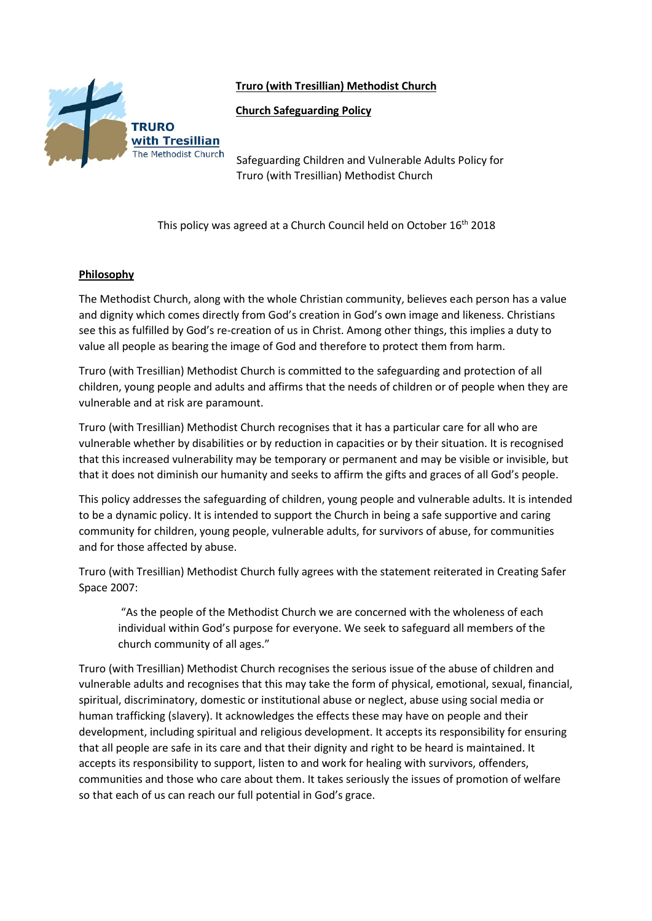TRURO
with Tresillian
The Methodist Church

**Truro (with Tresillian) Methodist Church**

**Church Safeguarding Policy**

Safeguarding Children and Vulnerable Adults Policy for Truro (with Tresillian) Methodist Church

This policy was agreed at a Church Council held on October 16th 2018

## Philosophy

The Methodist Church, along with the whole Christian community, believes each person has a value and dignity which comes directly from God's creation in God's own image and likeness. Christians see this as fulfilled by God's re-creation of us in Christ. Among other things, this implies a duty to value all people as bearing the image of God and therefore to protect them from harm.

Truro (with Tresillian) Methodist Church is committed to the safeguarding and protection of all children, young people and adults and affirms that the needs of children or of people when they are vulnerable and at risk are paramount.

Truro (with Tresillian) Methodist Church recognises that it has a particular care for all who are vulnerable whether by disabilities or by reduction in capacities or by their situation. It is recognised that this increased vulnerability may be temporary or permanent and may be visible or invisible, but that it does not diminish our humanity and seeks to affirm the gifts and graces of all God's people.

This policy addresses the safeguarding of children, young people and vulnerable adults. It is intended to be a dynamic policy. It is intended to support the Church in being a safe supportive and caring community for children, young people, vulnerable adults, for survivors of abuse, for communities and for those affected by abuse.

Truro (with Tresillian) Methodist Church fully agrees with the statement reiterated in Creating Safer Space 2007:

> "As the people of the Methodist Church we are concerned with the wholeness of each individual within God's purpose for everyone. We seek to safeguard all members of the church community of all ages."

Truro (with Tresillian) Methodist Church recognises the serious issue of the abuse of children and vulnerable adults and recognises that this may take the form of physical, emotional, sexual, financial, spiritual, discriminatory, domestic or institutional abuse or neglect, abuse using social media or human trafficking (slavery). It acknowledges the effects these may have on people and their development, including spiritual and religious development. It accepts its responsibility for ensuring that all people are safe in its care and that their dignity and right to be heard is maintained. It accepts its responsibility to support, listen to and work for healing with survivors, offenders, communities and those who care about them. It takes seriously the issues of promotion of welfare so that each of us can reach our full potential in God's grace.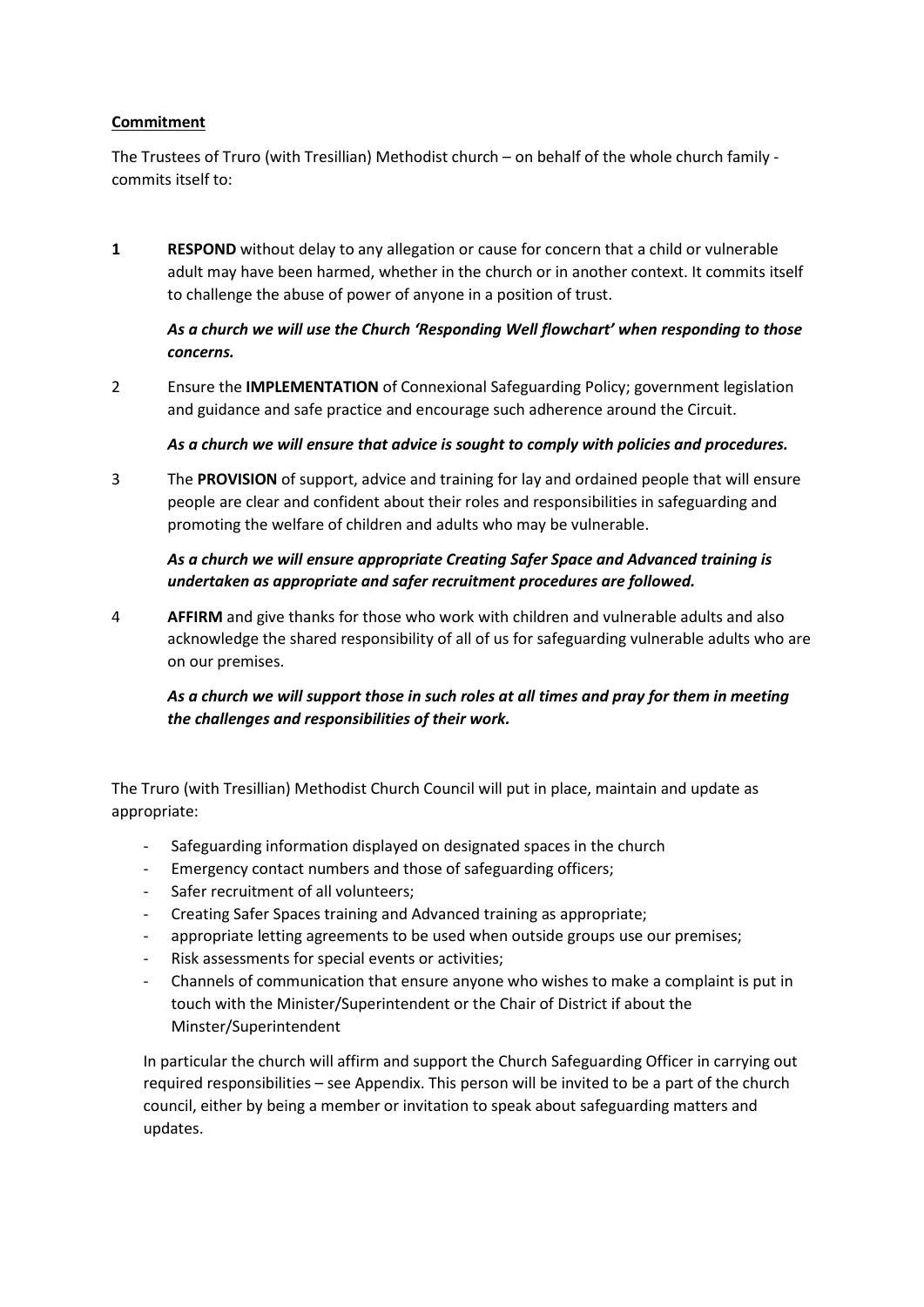**Commitment**

The Trustees of Truro (with Tresillian) Methodist church – on behalf of the whole church family - commits itself to:

1. **RESPOND** without delay to any allegation or cause for concern that a child or vulnerable adult may have been harmed, whether in the church or in another context. It commits itself to challenge the abuse of power of anyone in a position of trust.

   ***As a church we will use the Church 'Responding Well flowchart' when responding to those concerns.***

2. Ensure the **IMPLEMENTATION** of Connexional Safeguarding Policy; government legislation and guidance and safe practice and encourage such adherence around the Circuit.

   ***As a church we will ensure that advice is sought to comply with policies and procedures.***

3. The **PROVISION** of support, advice and training for lay and ordained people that will ensure people are clear and confident about their roles and responsibilities in safeguarding and promoting the welfare of children and adults who may be vulnerable.

   ***As a church we will ensure appropriate Creating Safer Space and Advanced training is undertaken as appropriate and safer recruitment procedures are followed.***

4. **AFFIRM** and give thanks for those who work with children and vulnerable adults and also acknowledge the shared responsibility of all of us for safeguarding vulnerable adults who are on our premises.

   ***As a church we will support those in such roles at all times and pray for them in meeting the challenges and responsibilities of their work.***

The Truro (with Tresillian) Methodist Church Council will put in place, maintain and update as appropriate:

- Safeguarding information displayed on designated spaces in the church
- Emergency contact numbers and those of safeguarding officers;
- Safer recruitment of all volunteers;
- Creating Safer Spaces training and Advanced training as appropriate;
- appropriate letting agreements to be used when outside groups use our premises;
- Risk assessments for special events or activities;
- Channels of communication that ensure anyone who wishes to make a complaint is put in touch with the Minister/Superintendent or the Chair of District if about the Minster/Superintendent

In particular the church will affirm and support the Church Safeguarding Officer in carrying out required responsibilities – see Appendix. This person will be invited to be a part of the church council, either by being a member or invitation to speak about safeguarding matters and updates.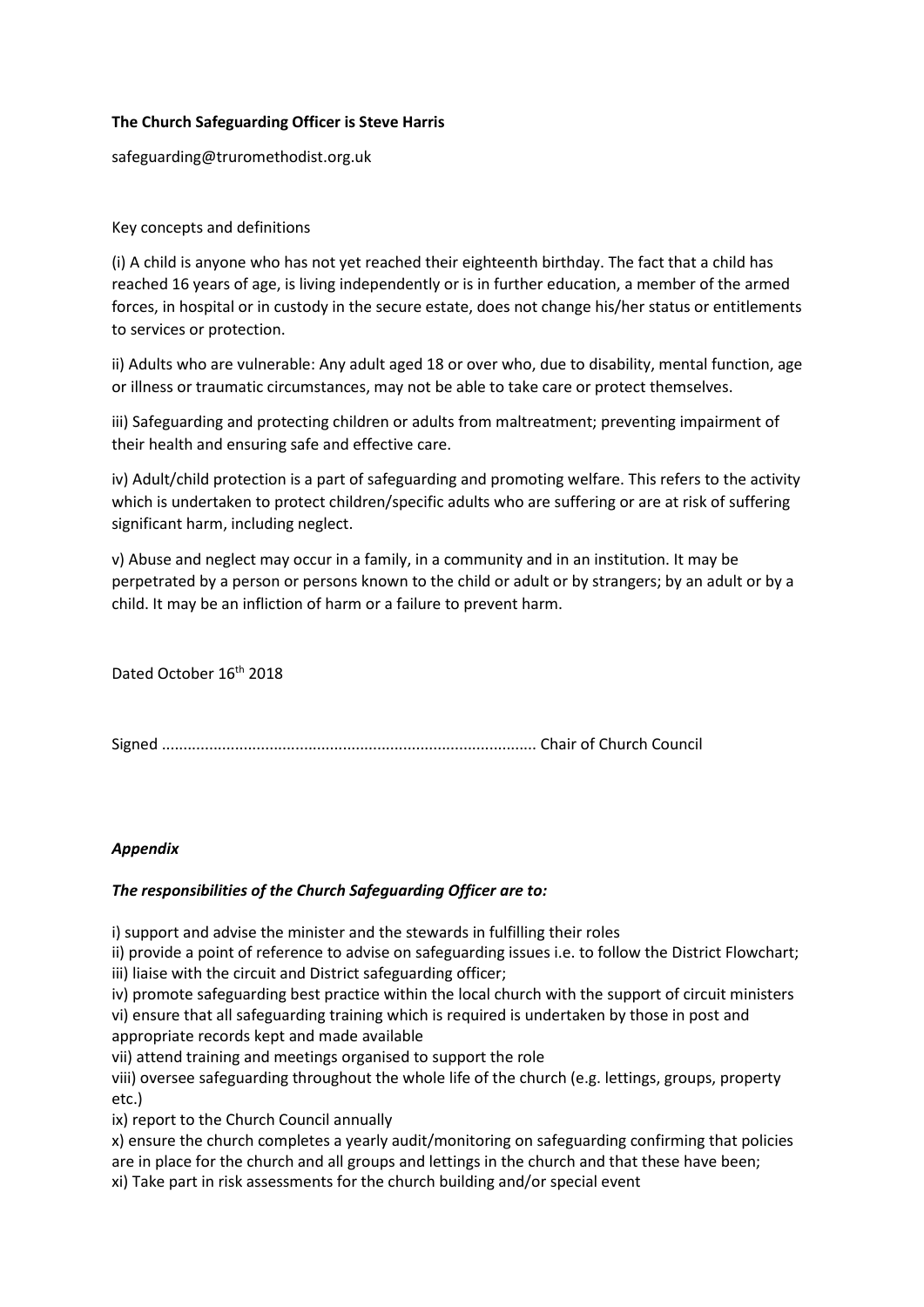**The Church Safeguarding Officer is Steve Harris**

safeguarding@trurometho dist.org.uk

Key concepts and definitions

(i) A child is anyone who has not yet reached their eighteenth birthday. The fact that a child has reached 16 years of age, is living independently or is in further education, a member of the armed forces, in hospital or in custody in the secure estate, does not change his/her status or entitlements to services or protection.

ii) Adults who are vulnerable: Any adult aged 18 or over who, due to disability, mental function, age or illness or traumatic circumstances, may not be able to take care or protect themselves.

iii) Safeguarding and protecting children or adults from maltreatment; preventing impairment of their health and ensuring safe and effective care.

iv) Adult/child protection is a part of safeguarding and promoting welfare. This refers to the activity which is undertaken to protect children/specific adults who are suffering or are at risk of suffering significant harm, including neglect.

v) Abuse and neglect may occur in a family, in a community and in an institution. It may be perpetrated by a person or persons known to the child or adult or by strangers; by an adult or by a child. It may be an infliction of harm or a failure to prevent harm.

Dated October 16th 2018

Signed ..................................................................................... Chair of Church Council

***Appendix***

***The responsibilities of the Church Safeguarding Officer are to:***

i) support and advise the minister and the stewards in fulfilling their roles
ii) provide a point of reference to advise on safeguarding issues i.e. to follow the District Flowchart;
iii) liaise with the circuit and District safeguarding officer;
iv) promote safeguarding best practice within the local church with the support of circuit ministers
vi) ensure that all safeguarding training which is required is undertaken by those in post and appropriate records kept and made available
vii) attend training and meetings organised to support the role
viii) oversee safeguarding throughout the whole life of the church (e.g. lettings, groups, property etc.)
ix) report to the Church Council annually
x) ensure the church completes a yearly audit/monitoring on safeguarding confirming that policies are in place for the church and all groups and lettings in the church and that these have been;
xi) Take part in risk assessments for the church building and/or special event